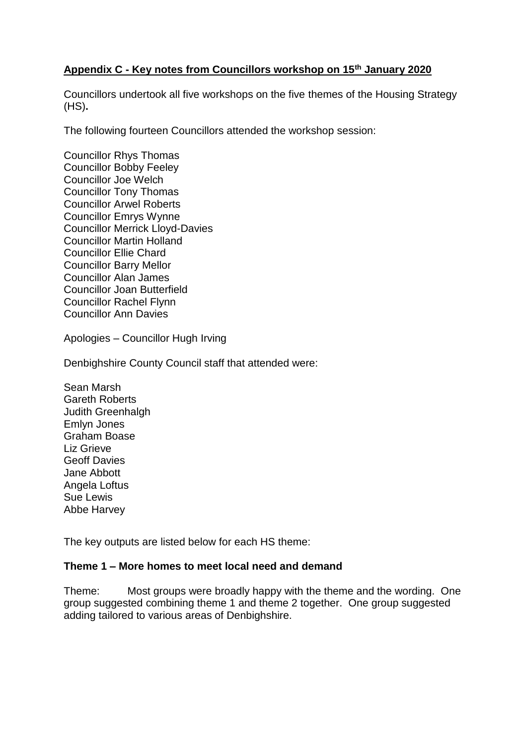## Appendix C - Key notes from Councillors workshop on 15th January 2020

Councillors undertook all five workshops on the five themes of the Housing Strategy (HS)**.**

The following fourteen Councillors attended the workshop session:

Councillor Rhys Thomas
Councillor Bobby Feeley
Councillor Joe Welch
Councillor Tony Thomas
Councillor Arwel Roberts
Councillor Emrys Wynne
Councillor Merrick Lloyd-Davies
Councillor Martin Holland
Councillor Ellie Chard
Councillor Barry Mellor
Councillor Alan James
Councillor Joan Butterfield
Councillor Rachel Flynn
Councillor Ann Davies

Apologies – Councillor Hugh Irving

Denbighshire County Council staff that attended were:

Sean Marsh
Gareth Roberts
Judith Greenhalgh
Emlyn Jones
Graham Boase
Liz Grieve
Geoff Davies
Jane Abbott
Angela Loftus
Sue Lewis
Abbe Harvey

The key outputs are listed below for each HS theme:

### Theme 1 – More homes to meet local need and demand

Theme: Most groups were broadly happy with the theme and the wording. One group suggested combining theme 1 and theme 2 together. One group suggested adding tailored to various areas of Denbighshire.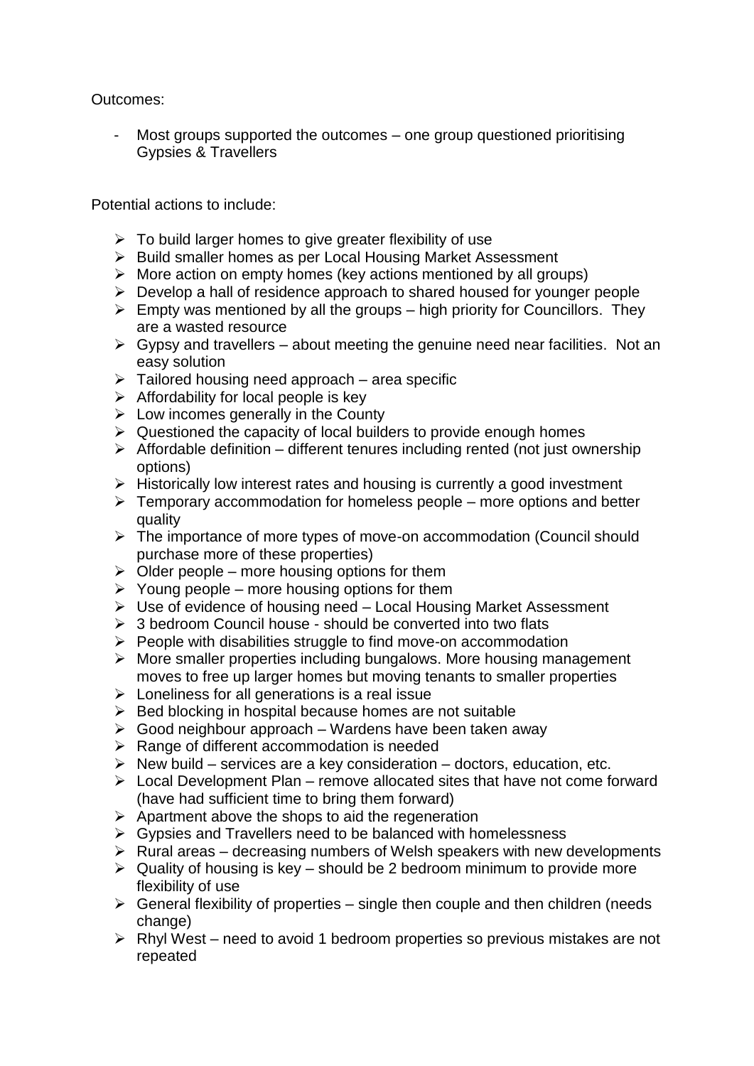Outcomes:

- Most groups supported the outcomes – one group questioned prioritising Gypsies & Travellers

Potential actions to include:

- To build larger homes to give greater flexibility of use
- Build smaller homes as per Local Housing Market Assessment
- More action on empty homes (key actions mentioned by all groups)
- Develop a hall of residence approach to shared housed for younger people
- Empty was mentioned by all the groups – high priority for Councillors. They are a wasted resource
- Gypsy and travellers – about meeting the genuine need near facilities. Not an easy solution
- Tailored housing need approach – area specific
- Affordability for local people is key
- Low incomes generally in the County
- Questioned the capacity of local builders to provide enough homes
- Affordable definition – different tenures including rented (not just ownership options)
- Historically low interest rates and housing is currently a good investment
- Temporary accommodation for homeless people – more options and better quality
- The importance of more types of move-on accommodation (Council should purchase more of these properties)
- Older people – more housing options for them
- Young people – more housing options for them
- Use of evidence of housing need – Local Housing Market Assessment
- 3 bedroom Council house - should be converted into two flats
- People with disabilities struggle to find move-on accommodation
- More smaller properties including bungalows. More housing management moves to free up larger homes but moving tenants to smaller properties
- Loneliness for all generations is a real issue
- Bed blocking in hospital because homes are not suitable
- Good neighbour approach – Wardens have been taken away
- Range of different accommodation is needed
- New build – services are a key consideration – doctors, education, etc.
- Local Development Plan – remove allocated sites that have not come forward (have had sufficient time to bring them forward)
- Apartment above the shops to aid the regeneration
- Gypsies and Travellers need to be balanced with homelessness
- Rural areas – decreasing numbers of Welsh speakers with new developments
- Quality of housing is key – should be 2 bedroom minimum to provide more flexibility of use
- General flexibility of properties – single then couple and then children (needs change)
- Rhyl West – need to avoid 1 bedroom properties so previous mistakes are not repeated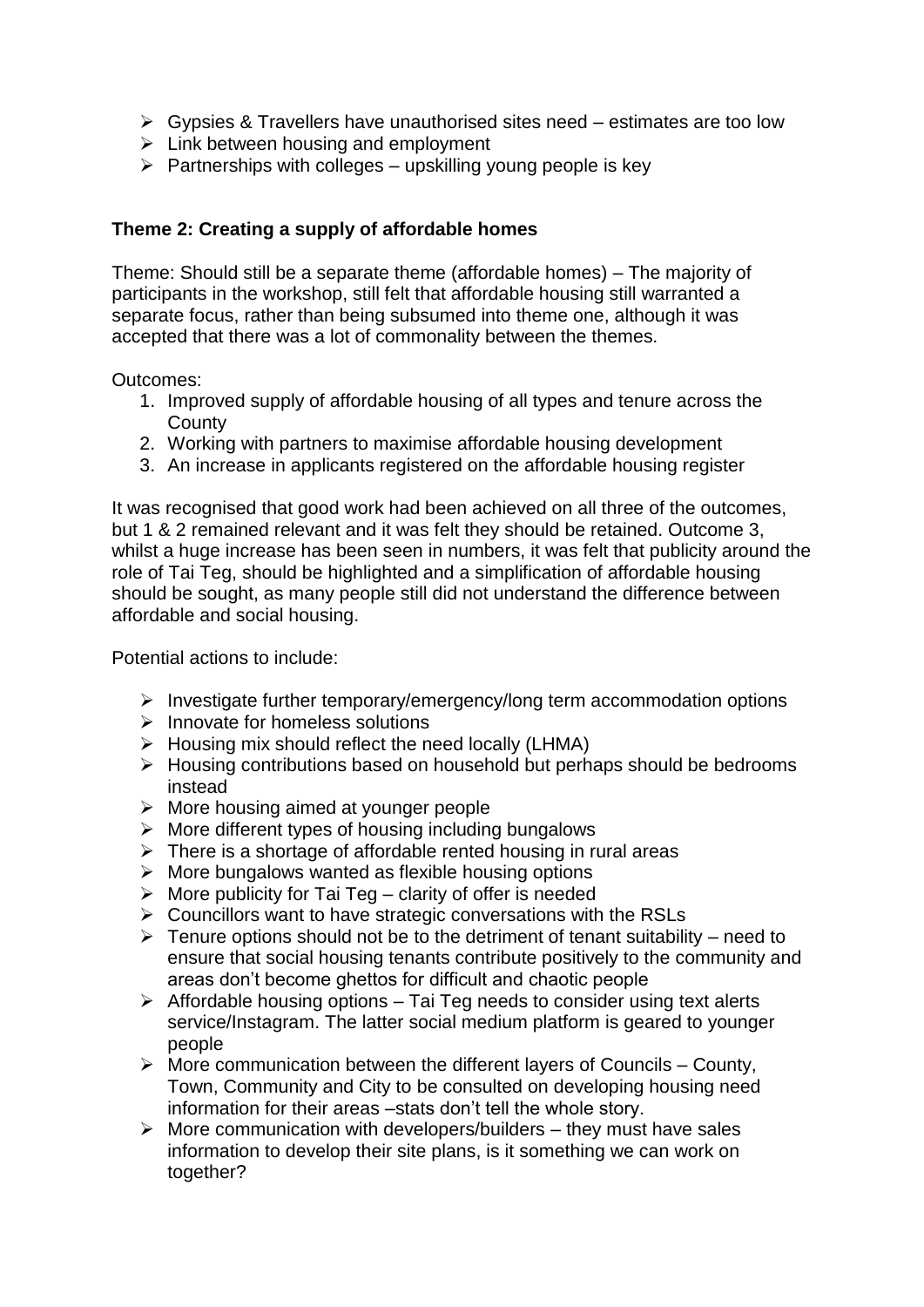- Gypsies & Travellers have unauthorised sites need – estimates are too low
- Link between housing and employment
- Partnerships with colleges – upskilling young people is key

**Theme 2: Creating a supply of affordable homes**

Theme: Should still be a separate theme (affordable homes) – The majority of participants in the workshop, still felt that affordable housing still warranted a separate focus, rather than being subsumed into theme one, although it was accepted that there was a lot of commonality between the themes.

Outcomes:

1. Improved supply of affordable housing of all types and tenure across the County
2. Working with partners to maximise affordable housing development
3. An increase in applicants registered on the affordable housing register

It was recognised that good work had been achieved on all three of the outcomes, but 1 & 2 remained relevant and it was felt they should be retained. Outcome 3, whilst a huge increase has been seen in numbers, it was felt that publicity around the role of Tai Teg, should be highlighted and a simplification of affordable housing should be sought, as many people still did not understand the difference between affordable and social housing.

Potential actions to include:

- Investigate further temporary/emergency/long term accommodation options
- Innovate for homeless solutions
- Housing mix should reflect the need locally (LHMA)
- Housing contributions based on household but perhaps should be bedrooms instead
- More housing aimed at younger people
- More different types of housing including bungalows
- There is a shortage of affordable rented housing in rural areas
- More bungalows wanted as flexible housing options
- More publicity for Tai Teg – clarity of offer is needed
- Councillors want to have strategic conversations with the RSLs
- Tenure options should not be to the detriment of tenant suitability – need to ensure that social housing tenants contribute positively to the community and areas don't become ghettos for difficult and chaotic people
- Affordable housing options – Tai Teg needs to consider using text alerts service/Instagram. The latter social medium platform is geared to younger people
- More communication between the different layers of Councils – County, Town, Community and City to be consulted on developing housing need information for their areas –stats don't tell the whole story.
- More communication with developers/builders – they must have sales information to develop their site plans, is it something we can work on together?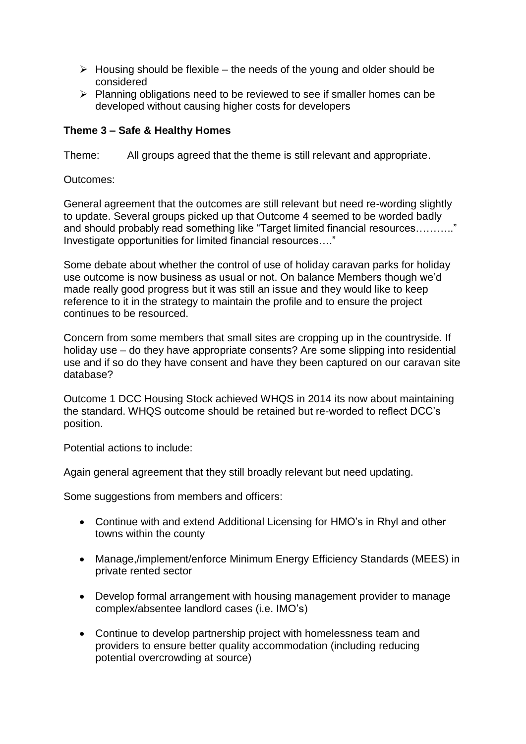- Housing should be flexible – the needs of the young and older should be considered
- Planning obligations need to be reviewed to see if smaller homes can be developed without causing higher costs for developers

**Theme 3 – Safe & Healthy Homes**

Theme: All groups agreed that the theme is still relevant and appropriate.

Outcomes:

General agreement that the outcomes are still relevant but need re-wording slightly to update. Several groups picked up that Outcome 4 seemed to be worded badly and should probably read something like "Target limited financial resources……….." Investigate opportunities for limited financial resources…."

Some debate about whether the control of use of holiday caravan parks for holiday use outcome is now business as usual or not. On balance Members though we'd made really good progress but it was still an issue and they would like to keep reference to it in the strategy to maintain the profile and to ensure the project continues to be resourced.

Concern from some members that small sites are cropping up in the countryside. If holiday use – do they have appropriate consents? Are some slipping into residential use and if so do they have consent and have they been captured on our caravan site database?

Outcome 1 DCC Housing Stock achieved WHQS in 2014 its now about maintaining the standard. WHQS outcome should be retained but re-worded to reflect DCC's position.

Potential actions to include:

Again general agreement that they still broadly relevant but need updating.

Some suggestions from members and officers:

- Continue with and extend Additional Licensing for HMO's in Rhyl and other towns within the county
- Manage,/implement/enforce Minimum Energy Efficiency Standards (MEES) in private rented sector
- Develop formal arrangement with housing management provider to manage complex/absentee landlord cases (i.e. IMO's)
- Continue to develop partnership project with homelessness team and providers to ensure better quality accommodation (including reducing potential overcrowding at source)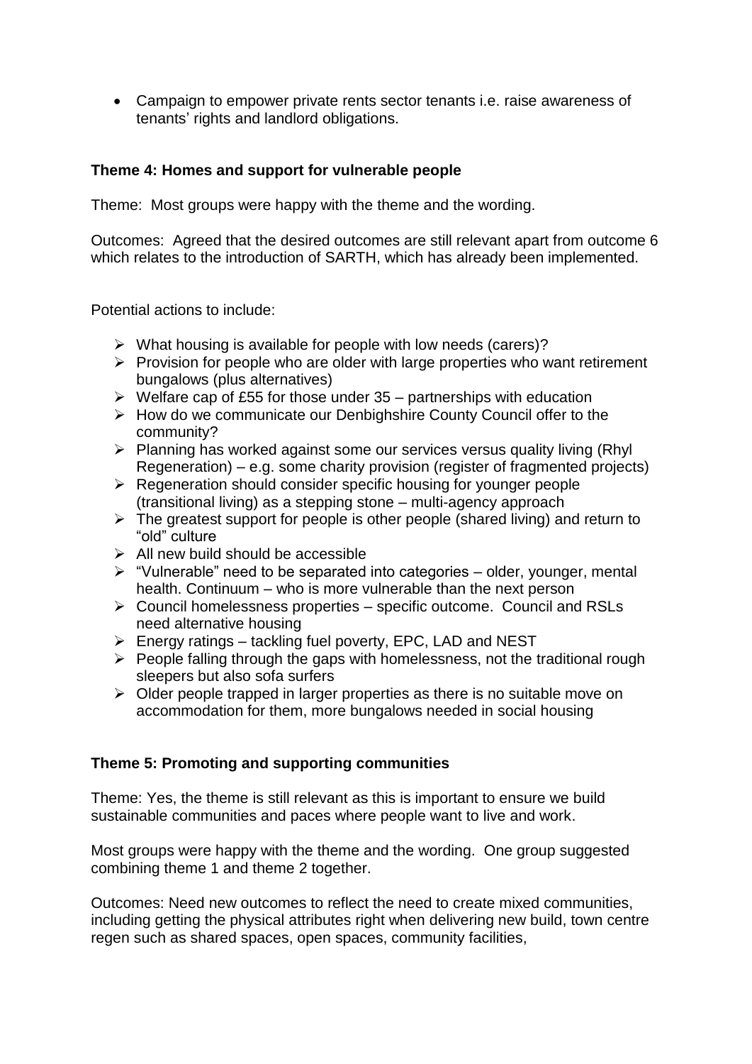- Campaign to empower private rents sector tenants i.e. raise awareness of tenants' rights and landlord obligations.

**Theme 4: Homes and support for vulnerable people**

Theme: Most groups were happy with the theme and the wording.

Outcomes: Agreed that the desired outcomes are still relevant apart from outcome 6 which relates to the introduction of SARTH, which has already been implemented.

Potential actions to include:

- What housing is available for people with low needs (carers)?
- Provision for people who are older with large properties who want retirement bungalows (plus alternatives)
- Welfare cap of £55 for those under 35 – partnerships with education
- How do we communicate our Denbighshire County Council offer to the community?
- Planning has worked against some our services versus quality living (Rhyl Regeneration) – e.g. some charity provision (register of fragmented projects)
- Regeneration should consider specific housing for younger people (transitional living) as a stepping stone – multi-agency approach
- The greatest support for people is other people (shared living) and return to "old" culture
- All new build should be accessible
- "Vulnerable" need to be separated into categories – older, younger, mental health. Continuum – who is more vulnerable than the next person
- Council homelessness properties – specific outcome. Council and RSLs need alternative housing
- Energy ratings – tackling fuel poverty, EPC, LAD and NEST
- People falling through the gaps with homelessness, not the traditional rough sleepers but also sofa surfers
- Older people trapped in larger properties as there is no suitable move on accommodation for them, more bungalows needed in social housing

**Theme 5: Promoting and supporting communities**

Theme: Yes, the theme is still relevant as this is important to ensure we build sustainable communities and paces where people want to live and work.

Most groups were happy with the theme and the wording. One group suggested combining theme 1 and theme 2 together.

Outcomes: Need new outcomes to reflect the need to create mixed communities, including getting the physical attributes right when delivering new build, town centre regen such as shared spaces, open spaces, community facilities,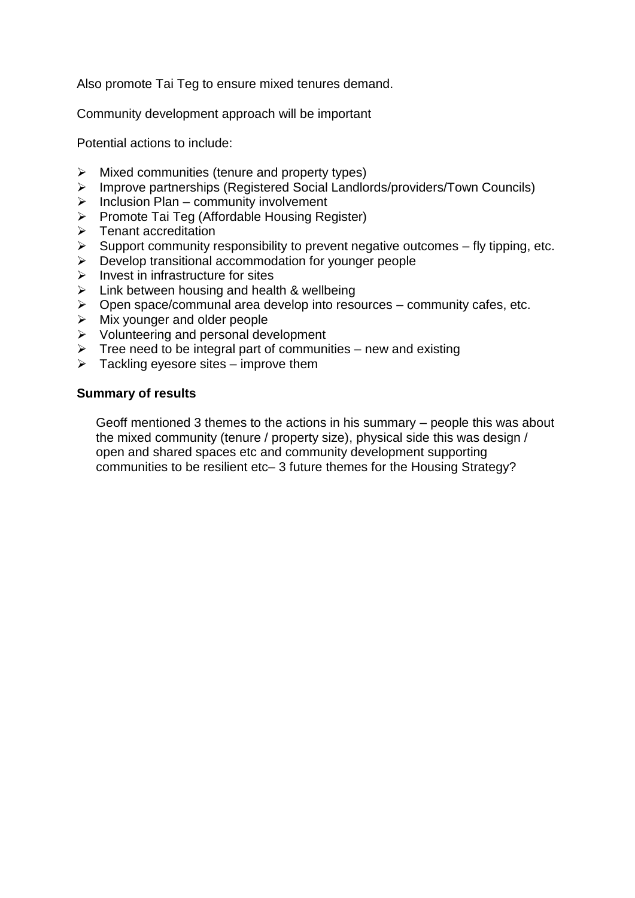Also promote Tai Teg to ensure mixed tenures demand.

Community development approach will be important

Potential actions to include:

- Mixed communities (tenure and property types)
- Improve partnerships (Registered Social Landlords/providers/Town Councils)
- Inclusion Plan – community involvement
- Promote Tai Teg (Affordable Housing Register)
- Tenant accreditation
- Support community responsibility to prevent negative outcomes – fly tipping, etc.
- Develop transitional accommodation for younger people
- Invest in infrastructure for sites
- Link between housing and health & wellbeing
- Open space/communal area develop into resources – community cafes, etc.
- Mix younger and older people
- Volunteering and personal development
- Tree need to be integral part of communities – new and existing
- Tackling eyesore sites – improve them

**Summary of results**

Geoff mentioned 3 themes to the actions in his summary – people this was about the mixed community (tenure / property size), physical side this was design / open and shared spaces etc and community development supporting communities to be resilient etc– 3 future themes for the Housing Strategy?